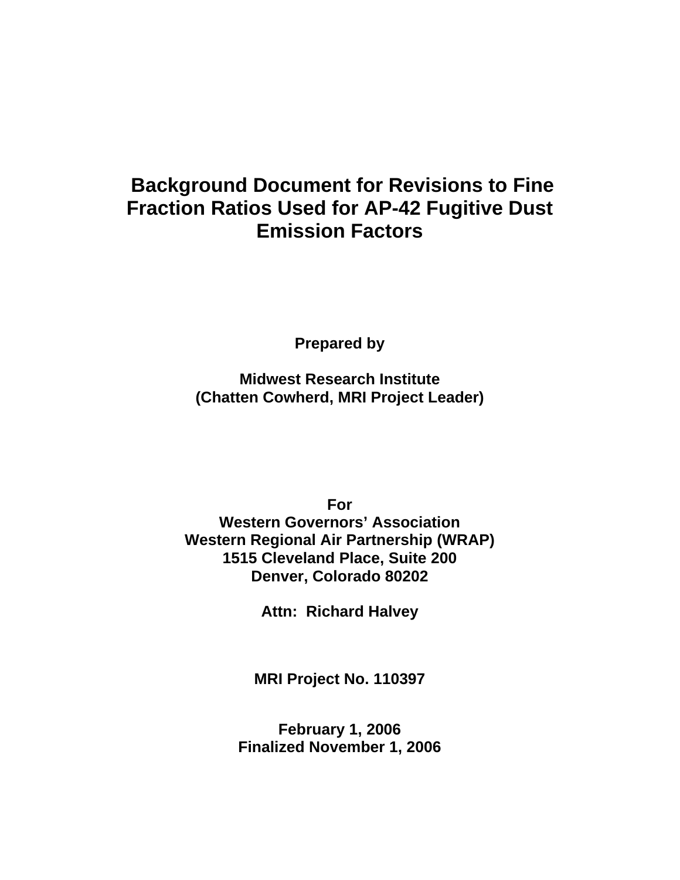# Background Document for Revisions to Fine Fraction Ratios Used for AP-42 Fugitive Dust Emission Factors

**Prepared by**

**Midwest Research Institute**
**(Chatten Cowherd, MRI Project Leader)**

**For**
**Western Governors' Association**
**Western Regional Air Partnership (WRAP)**
**1515 Cleveland Place, Suite 200**
**Denver, Colorado 80202**

**Attn: Richard Halvey**

**MRI Project No. 110397**

**February 1, 2006**
**Finalized November 1, 2006**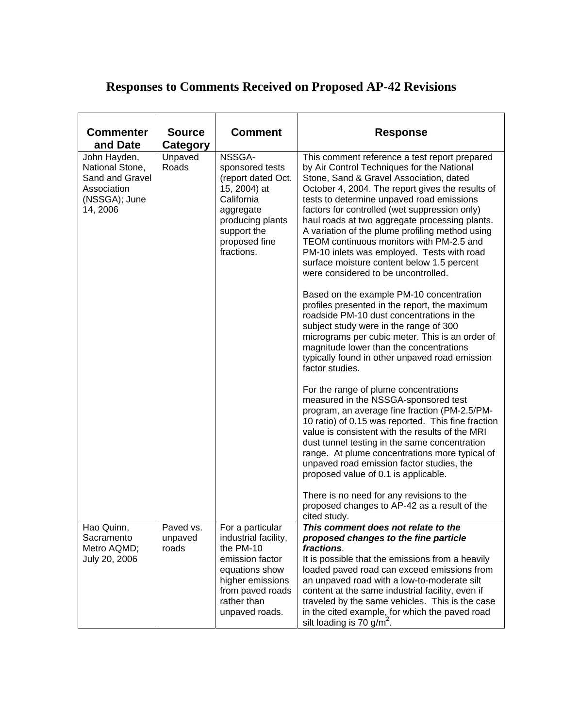# Responses to Comments Received on Proposed AP-42 Revisions

| Commenter and Date | Source Category | Comment | Response |
|---|---|---|---|
| John Hayden, National Stone, Sand and Gravel Association (NSSGA); June 14, 2006 | Unpaved Roads | NSSGA-sponsored tests (report dated Oct. 15, 2004) at California aggregate producing plants support the proposed fine fractions. | This comment reference a test report prepared by Air Control Techniques for the National Stone, Sand & Gravel Association, dated October 4, 2004. The report gives the results of tests to determine unpaved road emissions factors for controlled (wet suppression only) haul roads at two aggregate processing plants. A variation of the plume profiling method using TEOM continuous monitors with PM-2.5 and PM-10 inlets was employed. Tests with road surface moisture content below 1.5 percent were considered to be uncontrolled.<br><br>Based on the example PM-10 concentration profiles presented in the report, the maximum roadside PM-10 dust concentrations in the subject study were in the range of 300 micrograms per cubic meter. This is an order of magnitude lower than the concentrations typically found in other unpaved road emission factor studies.<br><br>For the range of plume concentrations measured in the NSSGA-sponsored test program, an average fine fraction (PM-2.5/PM-10 ratio) of 0.15 was reported. This fine fraction value is consistent with the results of the MRI dust tunnel testing in the same concentration range. At plume concentrations more typical of unpaved road emission factor studies, the proposed value of 0.1 is applicable.<br><br>There is no need for any revisions to the proposed changes to AP-42 as a result of the cited study. |
| Hao Quinn, Sacramento Metro AQMD; July 20, 2006 | Paved vs. unpaved roads | For a particular industrial facility, the PM-10 emission factor equations show higher emissions from paved roads rather than unpaved roads. | ***This comment does not relate to the proposed changes to the fine particle fractions***.<br>It is possible that the emissions from a heavily loaded paved road can exceed emissions from an unpaved road with a low-to-moderate silt content at the same industrial facility, even if traveled by the same vehicles. This is the case in the cited example, for which the paved road silt loading is 70 $g/m^2$. |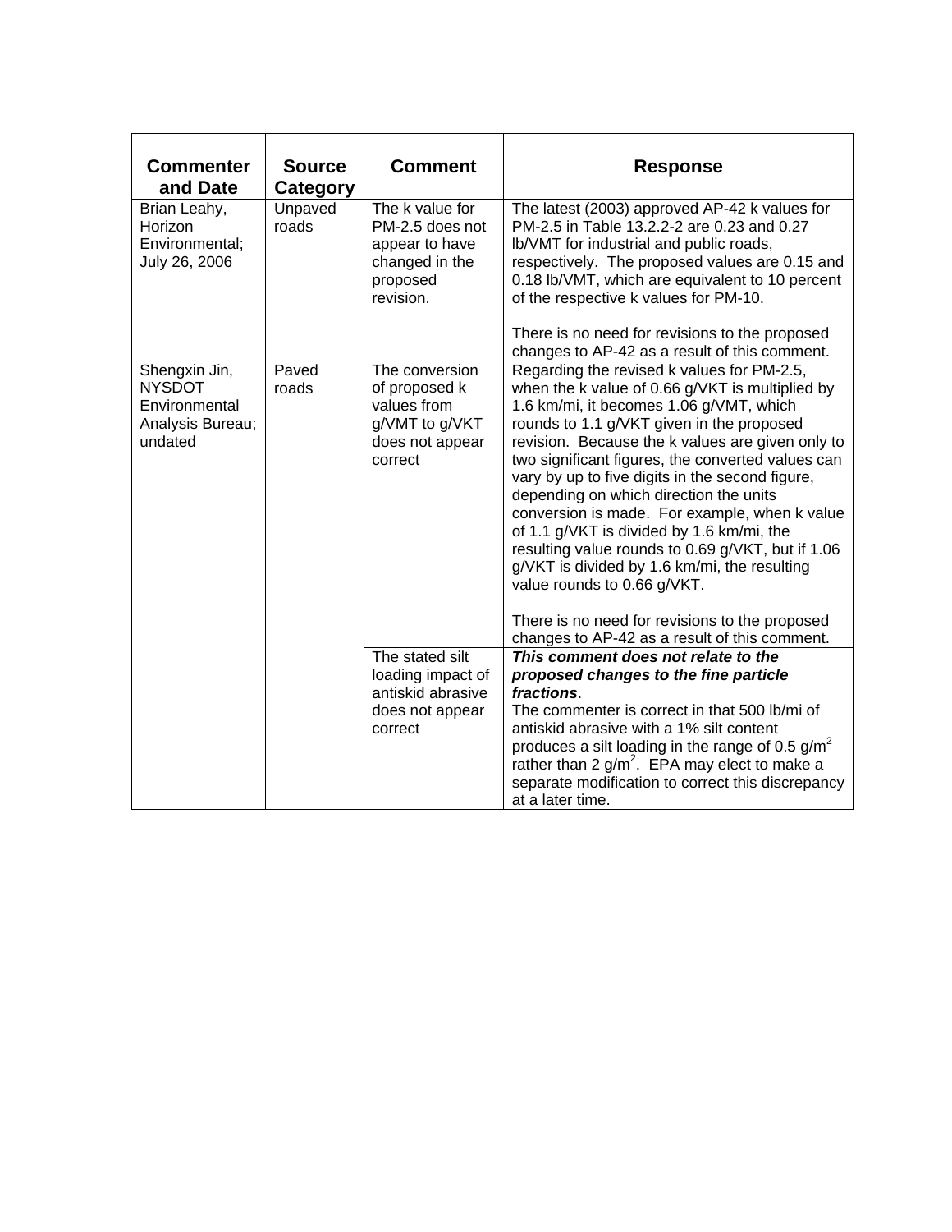| Commenter and Date | Source Category | Comment | Response |
|---|---|---|---|
| Brian Leahy, Horizon Environmental; July 26, 2006 | Unpaved roads | The k value for PM-2.5 does not appear to have changed in the proposed revision. | The latest (2003) approved AP-42 k values for PM-2.5 in Table 13.2.2-2 are 0.23 and 0.27 lb/VMT for industrial and public roads, respectively. The proposed values are 0.15 and 0.18 lb/VMT, which are equivalent to 10 percent of the respective k values for PM-10.<br><br>There is no need for revisions to the proposed changes to AP-42 as a result of this comment. |
| Shengxin Jin, NYSDOT Environmental Analysis Bureau; undated | Paved roads | The conversion of proposed k values from g/VMT to g/VKT does not appear correct | Regarding the revised k values for PM-2.5, when the k value of 0.66 g/VKT is multiplied by 1.6 km/mi, it becomes 1.06 g/VMT, which rounds to 1.1 g/VKT given in the proposed revision. Because the k values are given only to two significant figures, the converted values can vary by up to five digits in the second figure, depending on which direction the units conversion is made. For example, when k value of 1.1 g/VKT is divided by 1.6 km/mi, the resulting value rounds to 0.69 g/VKT, but if 1.06 g/VKT is divided by 1.6 km/mi, the resulting value rounds to 0.66 g/VKT.<br><br>There is no need for revisions to the proposed changes to AP-42 as a result of this comment. |
| | | The stated silt loading impact of antiskid abrasive does not appear correct | ***This comment does not relate to the proposed changes to the fine particle fractions***.<br>The commenter is correct in that 500 lb/mi of antiskid abrasive with a 1% silt content produces a silt loading in the range of 0.5 $g/m^2$ rather than 2 $g/m^2$. EPA may elect to make a separate modification to correct this discrepancy at a later time. |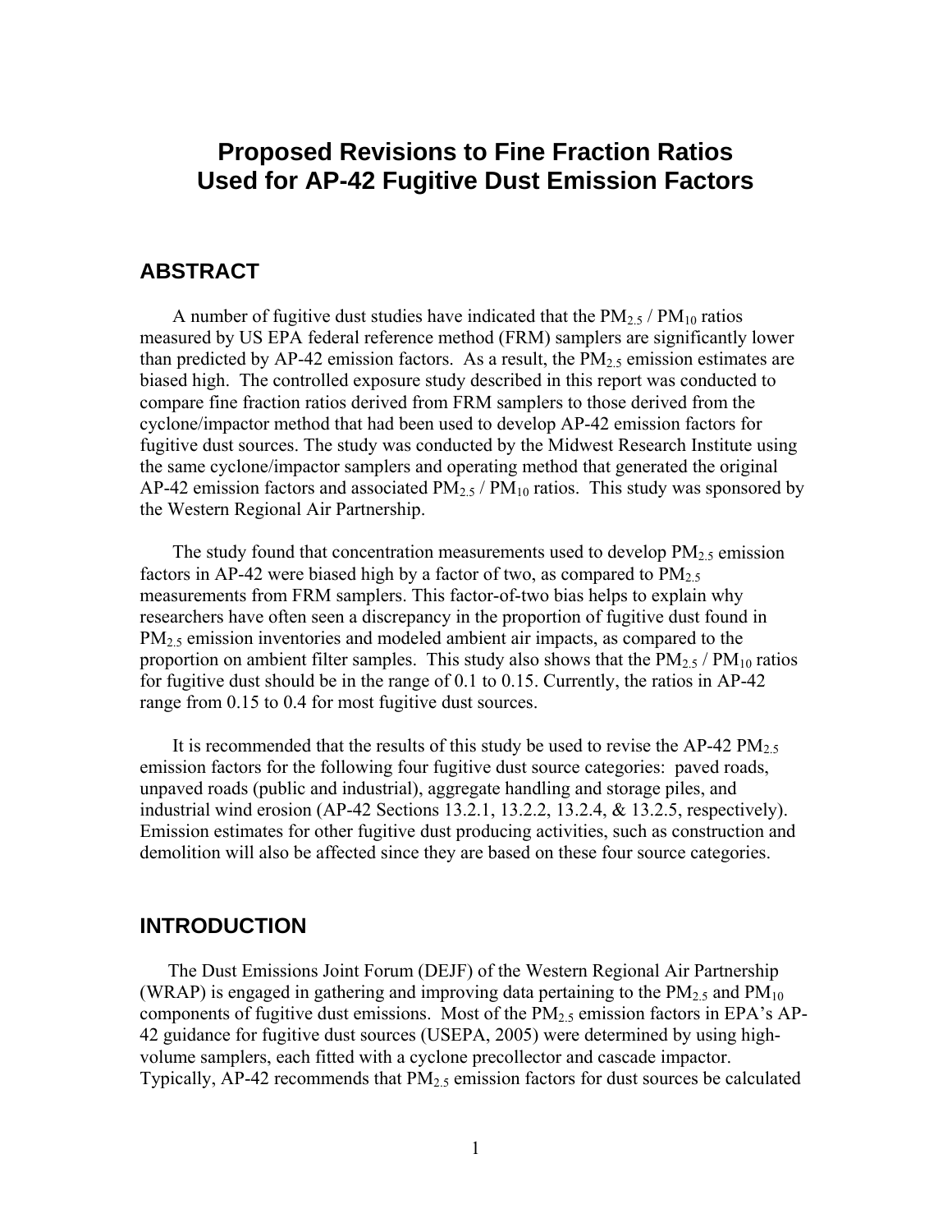# Proposed Revisions to Fine Fraction Ratios Used for AP-42 Fugitive Dust Emission Factors

## ABSTRACT

A number of fugitive dust studies have indicated that the $PM_{2.5}$ / $PM_{10}$ ratios measured by US EPA federal reference method (FRM) samplers are significantly lower than predicted by AP-42 emission factors. As a result, the $PM_{2.5}$ emission estimates are biased high. The controlled exposure study described in this report was conducted to compare fine fraction ratios derived from FRM samplers to those derived from the cyclone/impactor method that had been used to develop AP-42 emission factors for fugitive dust sources. The study was conducted by the Midwest Research Institute using the same cyclone/impactor samplers and operating method that generated the original AP-42 emission factors and associated $PM_{2.5}$ / $PM_{10}$ ratios. This study was sponsored by the Western Regional Air Partnership.

The study found that concentration measurements used to develop $PM_{2.5}$ emission factors in AP-42 were biased high by a factor of two, as compared to $PM_{2.5}$ measurements from FRM samplers. This factor-of-two bias helps to explain why researchers have often seen a discrepancy in the proportion of fugitive dust found in $PM_{2.5}$ emission inventories and modeled ambient air impacts, as compared to the proportion on ambient filter samples. This study also shows that the $PM_{2.5}$ / $PM_{10}$ ratios for fugitive dust should be in the range of 0.1 to 0.15. Currently, the ratios in AP-42 range from 0.15 to 0.4 for most fugitive dust sources.

It is recommended that the results of this study be used to revise the AP-42 $PM_{2.5}$ emission factors for the following four fugitive dust source categories: paved roads, unpaved roads (public and industrial), aggregate handling and storage piles, and industrial wind erosion (AP-42 Sections 13.2.1, 13.2.2, 13.2.4, & 13.2.5, respectively). Emission estimates for other fugitive dust producing activities, such as construction and demolition will also be affected since they are based on these four source categories.

## INTRODUCTION

The Dust Emissions Joint Forum (DEJF) of the Western Regional Air Partnership (WRAP) is engaged in gathering and improving data pertaining to the $PM_{2.5}$ and $PM_{10}$ components of fugitive dust emissions. Most of the $PM_{2.5}$ emission factors in EPA's AP-42 guidance for fugitive dust sources (USEPA, 2005) were determined by using high-volume samplers, each fitted with a cyclone precollector and cascade impactor. Typically, AP-42 recommends that $PM_{2.5}$ emission factors for dust sources be calculated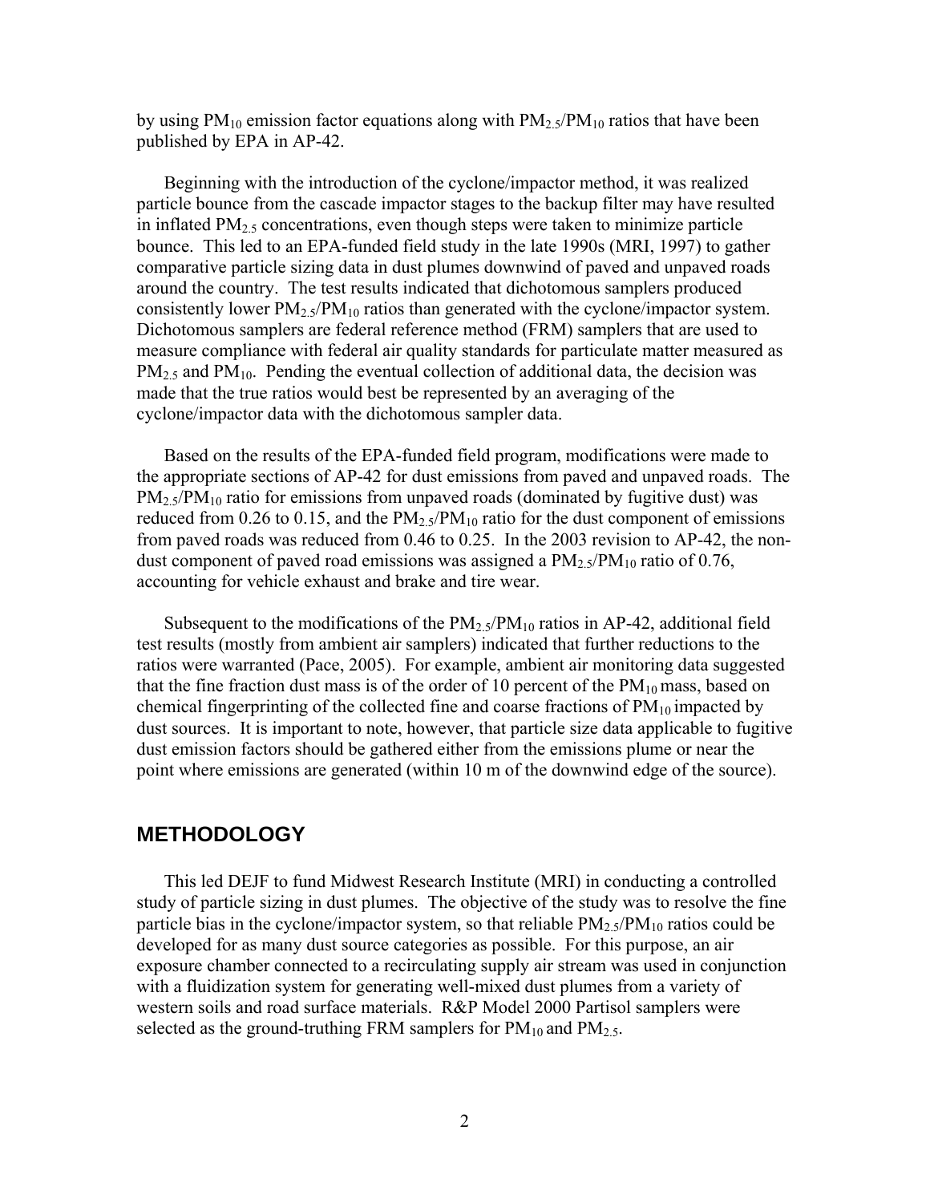by using $PM_{10}$ emission factor equations along with $PM_{2.5}/PM_{10}$ ratios that have been published by EPA in AP-42.

Beginning with the introduction of the cyclone/impactor method, it was realized particle bounce from the cascade impactor stages to the backup filter may have resulted in inflated $PM_{2.5}$ concentrations, even though steps were taken to minimize particle bounce. This led to an EPA-funded field study in the late 1990s (MRI, 1997) to gather comparative particle sizing data in dust plumes downwind of paved and unpaved roads around the country. The test results indicated that dichotomous samplers produced consistently lower $PM_{2.5}/PM_{10}$ ratios than generated with the cyclone/impactor system. Dichotomous samplers are federal reference method (FRM) samplers that are used to measure compliance with federal air quality standards for particulate matter measured as $PM_{2.5}$ and $PM_{10}$. Pending the eventual collection of additional data, the decision was made that the true ratios would best be represented by an averaging of the cyclone/impactor data with the dichotomous sampler data.

Based on the results of the EPA-funded field program, modifications were made to the appropriate sections of AP-42 for dust emissions from paved and unpaved roads. The $PM_{2.5}/PM_{10}$ ratio for emissions from unpaved roads (dominated by fugitive dust) was reduced from 0.26 to 0.15, and the $PM_{2.5}/PM_{10}$ ratio for the dust component of emissions from paved roads was reduced from 0.46 to 0.25. In the 2003 revision to AP-42, the non-dust component of paved road emissions was assigned a $PM_{2.5}/PM_{10}$ ratio of 0.76, accounting for vehicle exhaust and brake and tire wear.

Subsequent to the modifications of the $PM_{2.5}/PM_{10}$ ratios in AP-42, additional field test results (mostly from ambient air samplers) indicated that further reductions to the ratios were warranted (Pace, 2005). For example, ambient air monitoring data suggested that the fine fraction dust mass is of the order of 10 percent of the $PM_{10}$ mass, based on chemical fingerprinting of the collected fine and coarse fractions of $PM_{10}$ impacted by dust sources. It is important to note, however, that particle size data applicable to fugitive dust emission factors should be gathered either from the emissions plume or near the point where emissions are generated (within 10 m of the downwind edge of the source).

## METHODOLOGY

This led DEJF to fund Midwest Research Institute (MRI) in conducting a controlled study of particle sizing in dust plumes. The objective of the study was to resolve the fine particle bias in the cyclone/impactor system, so that reliable $PM_{2.5}/PM_{10}$ ratios could be developed for as many dust source categories as possible. For this purpose, an air exposure chamber connected to a recirculating supply air stream was used in conjunction with a fluidization system for generating well-mixed dust plumes from a variety of western soils and road surface materials. R&P Model 2000 Partisol samplers were selected as the ground-truthing FRM samplers for $PM_{10}$ and $PM_{2.5}$.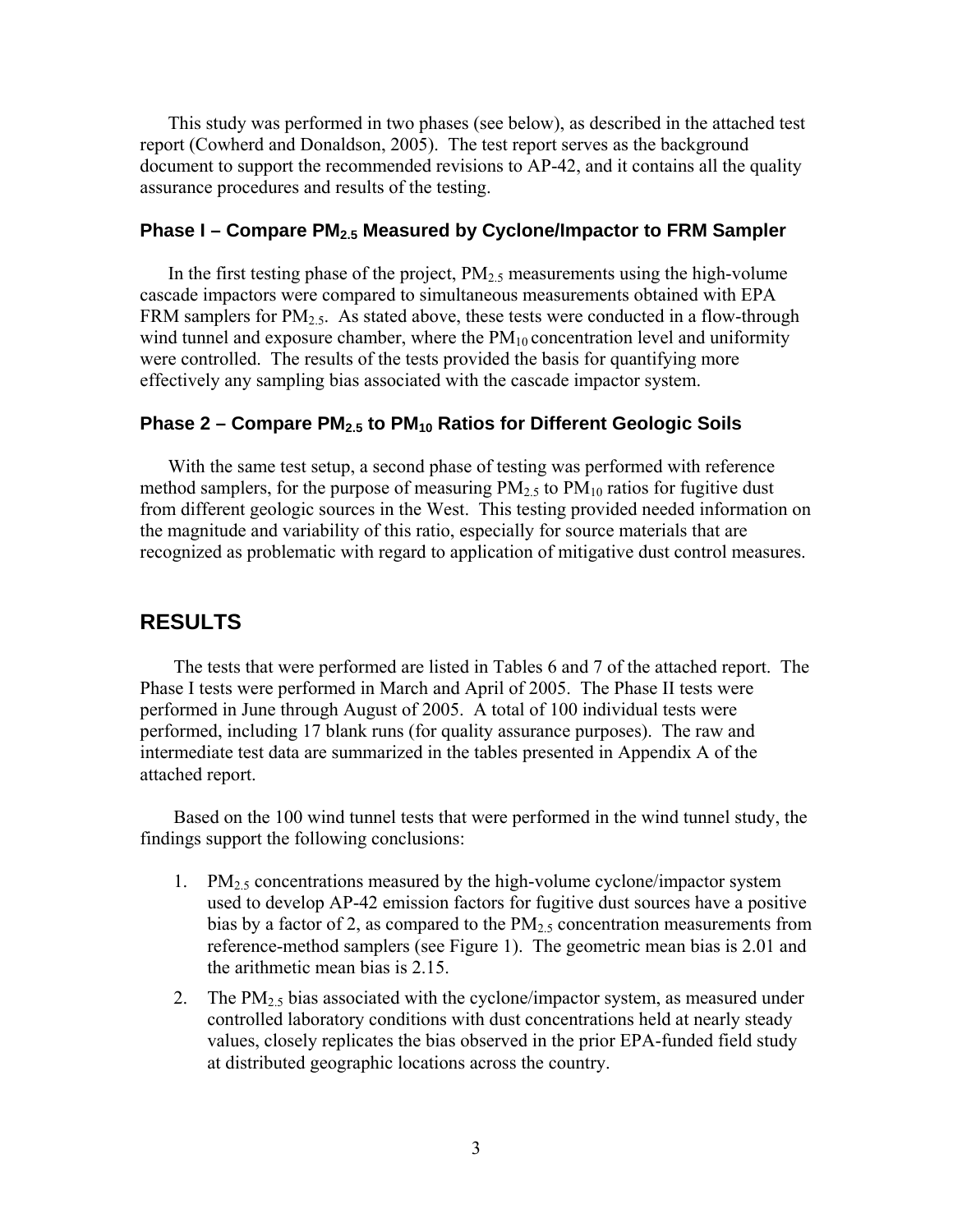This study was performed in two phases (see below), as described in the attached test report (Cowherd and Donaldson, 2005). The test report serves as the background document to support the recommended revisions to AP-42, and it contains all the quality assurance procedures and results of the testing.

### Phase I – Compare $PM_{2.5}$ Measured by Cyclone/Impactor to FRM Sampler

In the first testing phase of the project, $PM_{2.5}$ measurements using the high-volume cascade impactors were compared to simultaneous measurements obtained with EPA FRM samplers for $PM_{2.5}$. As stated above, these tests were conducted in a flow-through wind tunnel and exposure chamber, where the $PM_{10}$ concentration level and uniformity were controlled. The results of the tests provided the basis for quantifying more effectively any sampling bias associated with the cascade impactor system.

### Phase 2 – Compare $PM_{2.5}$ to $PM_{10}$ Ratios for Different Geologic Soils

With the same test setup, a second phase of testing was performed with reference method samplers, for the purpose of measuring $PM_{2.5}$ to $PM_{10}$ ratios for fugitive dust from different geologic sources in the West. This testing provided needed information on the magnitude and variability of this ratio, especially for source materials that are recognized as problematic with regard to application of mitigative dust control measures.

## RESULTS

The tests that were performed are listed in Tables 6 and 7 of the attached report. The Phase I tests were performed in March and April of 2005. The Phase II tests were performed in June through August of 2005. A total of 100 individual tests were performed, including 17 blank runs (for quality assurance purposes). The raw and intermediate test data are summarized in the tables presented in Appendix A of the attached report.

Based on the 100 wind tunnel tests that were performed in the wind tunnel study, the findings support the following conclusions:

1. $PM_{2.5}$ concentrations measured by the high-volume cyclone/impactor system used to develop AP-42 emission factors for fugitive dust sources have a positive bias by a factor of 2, as compared to the $PM_{2.5}$ concentration measurements from reference-method samplers (see Figure 1). The geometric mean bias is 2.01 and the arithmetic mean bias is 2.15.
2. The $PM_{2.5}$ bias associated with the cyclone/impactor system, as measured under controlled laboratory conditions with dust concentrations held at nearly steady values, closely replicates the bias observed in the prior EPA-funded field study at distributed geographic locations across the country.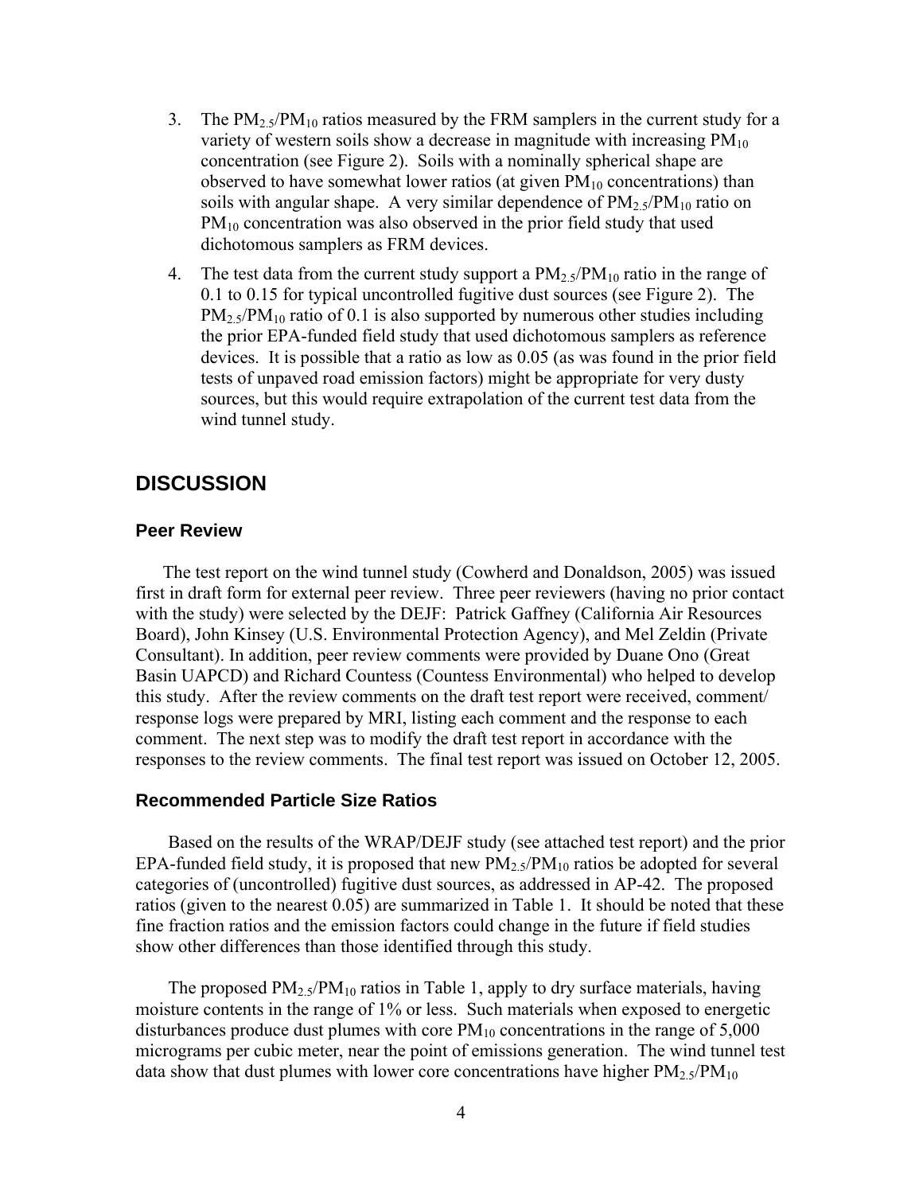3. The $PM_{2.5}/PM_{10}$ ratios measured by the FRM samplers in the current study for a variety of western soils show a decrease in magnitude with increasing $PM_{10}$ concentration (see Figure 2). Soils with a nominally spherical shape are observed to have somewhat lower ratios (at given $PM_{10}$ concentrations) than soils with angular shape. A very similar dependence of $PM_{2.5}/PM_{10}$ ratio on $PM_{10}$ concentration was also observed in the prior field study that used dichotomous samplers as FRM devices.

4. The test data from the current study support a $PM_{2.5}/PM_{10}$ ratio in the range of 0.1 to 0.15 for typical uncontrolled fugitive dust sources (see Figure 2). The $PM_{2.5}/PM_{10}$ ratio of 0.1 is also supported by numerous other studies including the prior EPA-funded field study that used dichotomous samplers as reference devices. It is possible that a ratio as low as 0.05 (as was found in the prior field tests of unpaved road emission factors) might be appropriate for very dusty sources, but this would require extrapolation of the current test data from the wind tunnel study.

## DISCUSSION

### Peer Review

The test report on the wind tunnel study (Cowherd and Donaldson, 2005) was issued first in draft form for external peer review. Three peer reviewers (having no prior contact with the study) were selected by the DEJF: Patrick Gaffney (California Air Resources Board), John Kinsey (U.S. Environmental Protection Agency), and Mel Zeldin (Private Consultant). In addition, peer review comments were provided by Duane Ono (Great Basin UAPCD) and Richard Countess (Countess Environmental) who helped to develop this study. After the review comments on the draft test report were received, comment/ response logs were prepared by MRI, listing each comment and the response to each comment. The next step was to modify the draft test report in accordance with the responses to the review comments. The final test report was issued on October 12, 2005.

### Recommended Particle Size Ratios

Based on the results of the WRAP/DEJF study (see attached test report) and the prior EPA-funded field study, it is proposed that new $PM_{2.5}/PM_{10}$ ratios be adopted for several categories of (uncontrolled) fugitive dust sources, as addressed in AP-42. The proposed ratios (given to the nearest 0.05) are summarized in Table 1. It should be noted that these fine fraction ratios and the emission factors could change in the future if field studies show other differences than those identified through this study.

The proposed $PM_{2.5}/PM_{10}$ ratios in Table 1, apply to dry surface materials, having moisture contents in the range of 1% or less. Such materials when exposed to energetic disturbances produce dust plumes with core $PM_{10}$ concentrations in the range of 5,000 micrograms per cubic meter, near the point of emissions generation. The wind tunnel test data show that dust plumes with lower core concentrations have higher $PM_{2.5}/PM_{10}$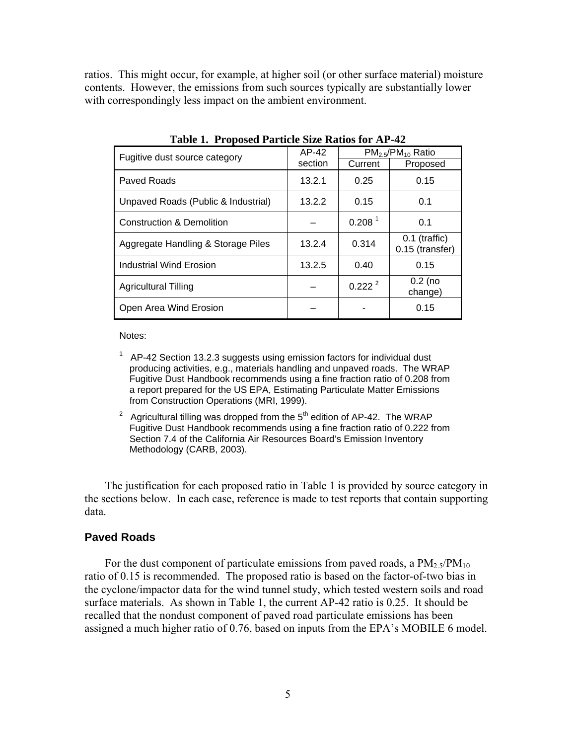ratios. This might occur, for example, at higher soil (or other surface material) moisture contents. However, the emissions from such sources typically are substantially lower with correspondingly less impact on the ambient environment.

**Table 1. Proposed Particle Size Ratios for AP-42**

| Fugitive dust source category | AP-42 section | $PM_{2.5}/PM_{10}$ Ratio | |
|---|---|---|---|
| | | Current | Proposed |
| Paved Roads | 13.2.1 | 0.25 | 0.15 |
| Unpaved Roads (Public & Industrial) | 13.2.2 | 0.15 | 0.1 |
| Construction & Demolition | – | 0.208 [1] | 0.1 |
| Aggregate Handling & Storage Piles | 13.2.4 | 0.314 | 0.1 (traffic) 0.15 (transfer) |
| Industrial Wind Erosion | 13.2.5 | 0.40 | 0.15 |
| Agricultural Tilling | – | 0.222 [2] | 0.2 (no change) |
| Open Area Wind Erosion | – | - | 0.15 |

Notes:

[1] AP-42 Section 13.2.3 suggests using emission factors for individual dust producing activities, e.g., materials handling and unpaved roads. The WRAP Fugitive Dust Handbook recommends using a fine fraction ratio of 0.208 from a report prepared for the US EPA, Estimating Particulate Matter Emissions from Construction Operations (MRI, 1999).

[2] Agricultural tilling was dropped from the 5th edition of AP-42. The WRAP Fugitive Dust Handbook recommends using a fine fraction ratio of 0.222 from Section 7.4 of the California Air Resources Board's Emission Inventory Methodology (CARB, 2003).

The justification for each proposed ratio in Table 1 is provided by source category in the sections below. In each case, reference is made to test reports that contain supporting data.

### Paved Roads

For the dust component of particulate emissions from paved roads, a $PM_{2.5}/PM_{10}$ ratio of 0.15 is recommended. The proposed ratio is based on the factor-of-two bias in the cyclone/impactor data for the wind tunnel study, which tested western soils and road surface materials. As shown in Table 1, the current AP-42 ratio is 0.25. It should be recalled that the nondust component of paved road particulate emissions has been assigned a much higher ratio of 0.76, based on inputs from the EPA's MOBILE 6 model.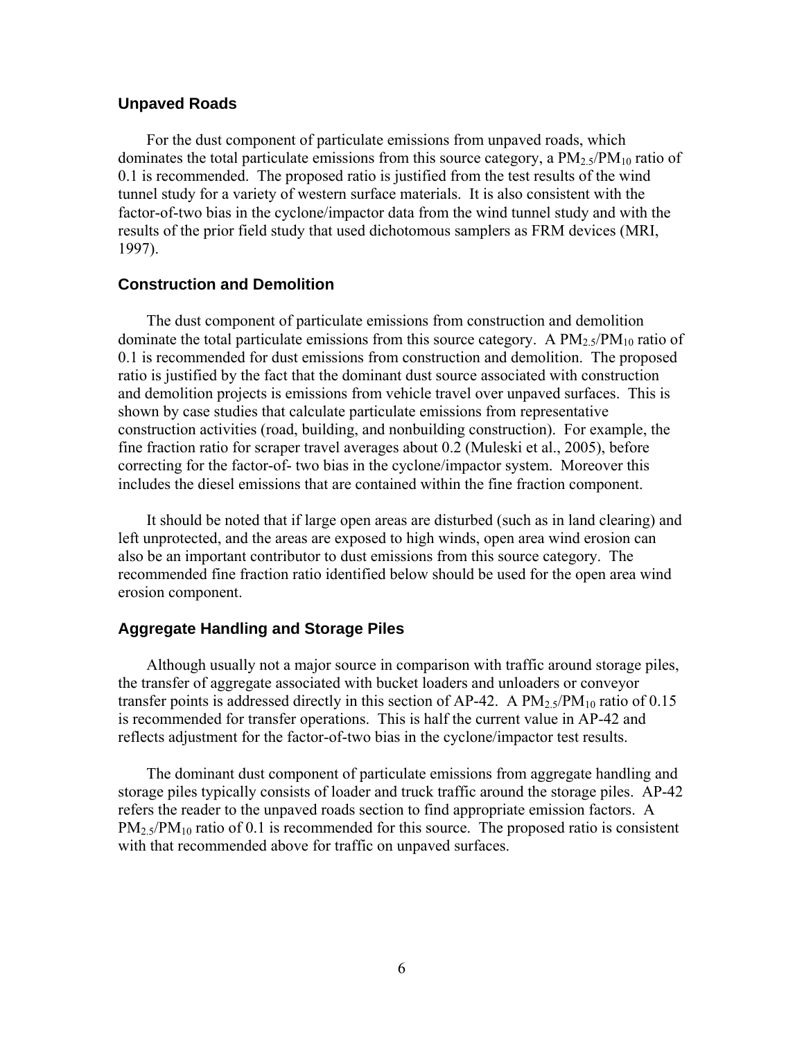## Unpaved Roads

For the dust component of particulate emissions from unpaved roads, which dominates the total particulate emissions from this source category, a $PM_{2.5}/PM_{10}$ ratio of 0.1 is recommended. The proposed ratio is justified from the test results of the wind tunnel study for a variety of western surface materials. It is also consistent with the factor-of-two bias in the cyclone/impactor data from the wind tunnel study and with the results of the prior field study that used dichotomous samplers as FRM devices (MRI, 1997).

## Construction and Demolition

The dust component of particulate emissions from construction and demolition dominate the total particulate emissions from this source category. A $PM_{2.5}/PM_{10}$ ratio of 0.1 is recommended for dust emissions from construction and demolition. The proposed ratio is justified by the fact that the dominant dust source associated with construction and demolition projects is emissions from vehicle travel over unpaved surfaces. This is shown by case studies that calculate particulate emissions from representative construction activities (road, building, and nonbuilding construction). For example, the fine fraction ratio for scraper travel averages about 0.2 (Muleski et al., 2005), before correcting for the factor-of- two bias in the cyclone/impactor system. Moreover this includes the diesel emissions that are contained within the fine fraction component.

It should be noted that if large open areas are disturbed (such as in land clearing) and left unprotected, and the areas are exposed to high winds, open area wind erosion can also be an important contributor to dust emissions from this source category. The recommended fine fraction ratio identified below should be used for the open area wind erosion component.

## Aggregate Handling and Storage Piles

Although usually not a major source in comparison with traffic around storage piles, the transfer of aggregate associated with bucket loaders and unloaders or conveyor transfer points is addressed directly in this section of AP-42. A $PM_{2.5}/PM_{10}$ ratio of 0.15 is recommended for transfer operations. This is half the current value in AP-42 and reflects adjustment for the factor-of-two bias in the cyclone/impactor test results.

The dominant dust component of particulate emissions from aggregate handling and storage piles typically consists of loader and truck traffic around the storage piles. AP-42 refers the reader to the unpaved roads section to find appropriate emission factors. A $PM_{2.5}/PM_{10}$ ratio of 0.1 is recommended for this source. The proposed ratio is consistent with that recommended above for traffic on unpaved surfaces.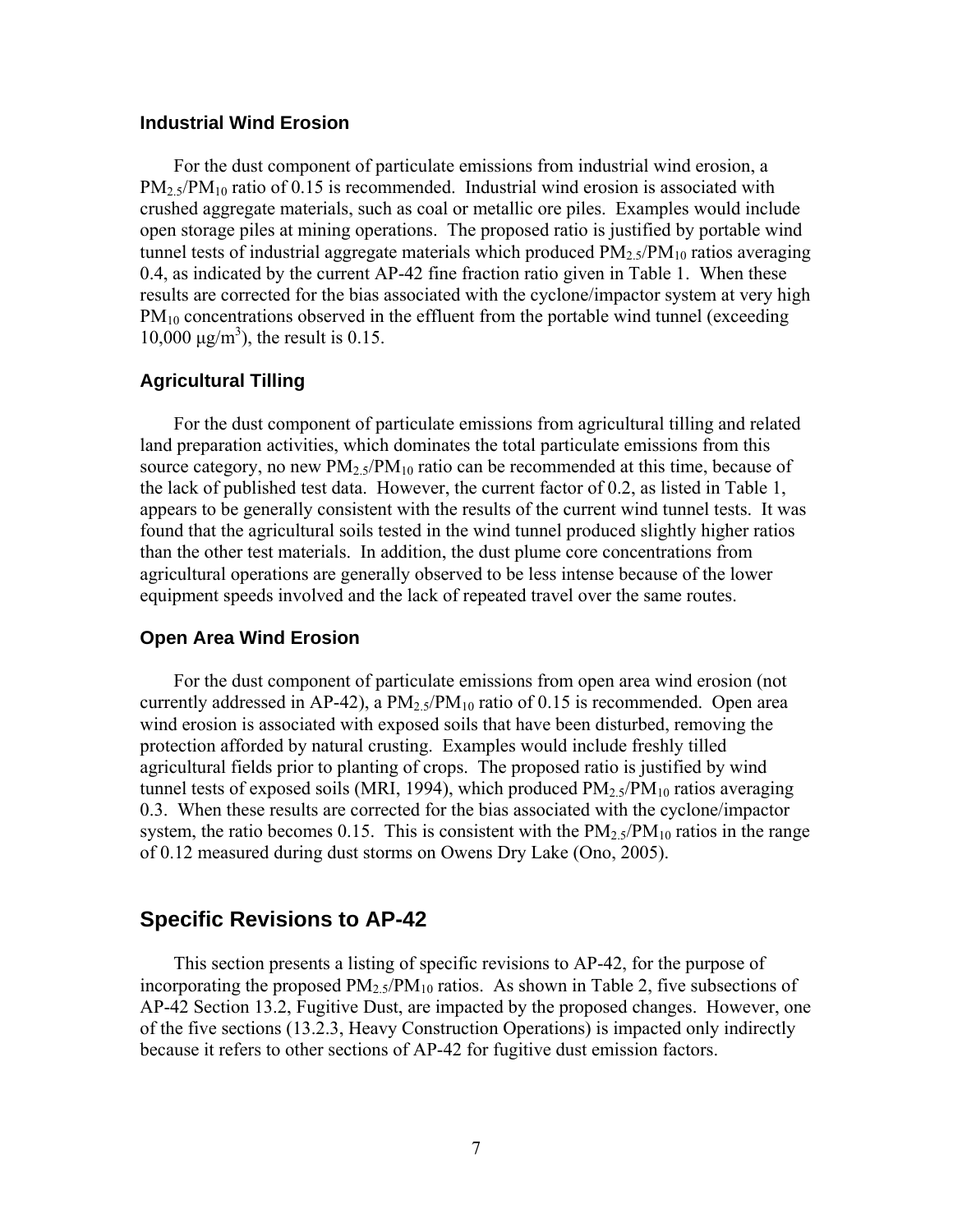### Industrial Wind Erosion

For the dust component of particulate emissions from industrial wind erosion, a $PM_{2.5}/PM_{10}$ ratio of 0.15 is recommended. Industrial wind erosion is associated with crushed aggregate materials, such as coal or metallic ore piles. Examples would include open storage piles at mining operations. The proposed ratio is justified by portable wind tunnel tests of industrial aggregate materials which produced $PM_{2.5}/PM_{10}$ ratios averaging 0.4, as indicated by the current AP-42 fine fraction ratio given in Table 1. When these results are corrected for the bias associated with the cyclone/impactor system at very high $PM_{10}$ concentrations observed in the effluent from the portable wind tunnel (exceeding 10,000 $\mu g/m^3$), the result is 0.15.

### Agricultural Tilling

For the dust component of particulate emissions from agricultural tilling and related land preparation activities, which dominates the total particulate emissions from this source category, no new $PM_{2.5}/PM_{10}$ ratio can be recommended at this time, because of the lack of published test data. However, the current factor of 0.2, as listed in Table 1, appears to be generally consistent with the results of the current wind tunnel tests. It was found that the agricultural soils tested in the wind tunnel produced slightly higher ratios than the other test materials. In addition, the dust plume core concentrations from agricultural operations are generally observed to be less intense because of the lower equipment speeds involved and the lack of repeated travel over the same routes.

### Open Area Wind Erosion

For the dust component of particulate emissions from open area wind erosion (not currently addressed in AP-42), a $PM_{2.5}/PM_{10}$ ratio of 0.15 is recommended. Open area wind erosion is associated with exposed soils that have been disturbed, removing the protection afforded by natural crusting. Examples would include freshly tilled agricultural fields prior to planting of crops. The proposed ratio is justified by wind tunnel tests of exposed soils (MRI, 1994), which produced $PM_{2.5}/PM_{10}$ ratios averaging 0.3. When these results are corrected for the bias associated with the cyclone/impactor system, the ratio becomes 0.15. This is consistent with the $PM_{2.5}/PM_{10}$ ratios in the range of 0.12 measured during dust storms on Owens Dry Lake (Ono, 2005).

## Specific Revisions to AP-42

This section presents a listing of specific revisions to AP-42, for the purpose of incorporating the proposed $PM_{2.5}/PM_{10}$ ratios. As shown in Table 2, five subsections of AP-42 Section 13.2, Fugitive Dust, are impacted by the proposed changes. However, one of the five sections (13.2.3, Heavy Construction Operations) is impacted only indirectly because it refers to other sections of AP-42 for fugitive dust emission factors.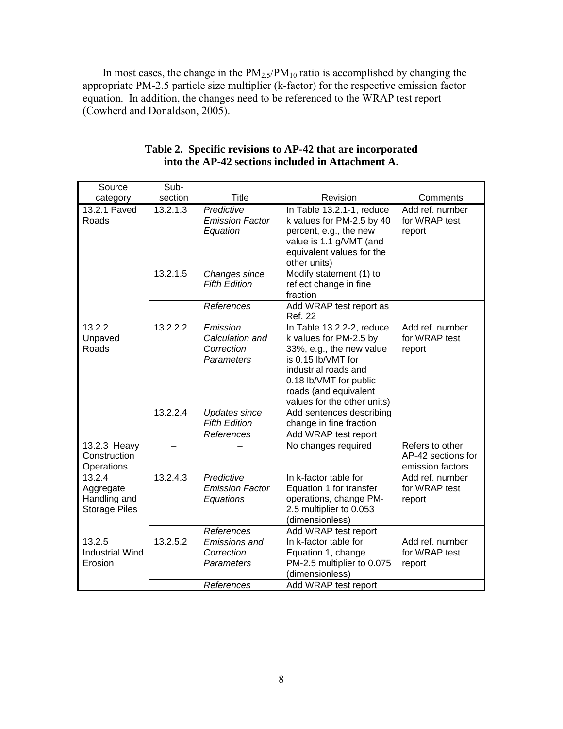In most cases, the change in the $PM_{2.5}/PM_{10}$ ratio is accomplished by changing the appropriate PM-2.5 particle size multiplier (k-factor) for the respective emission factor equation. In addition, the changes need to be referenced to the WRAP test report (Cowherd and Donaldson, 2005).

**Table 2. Specific revisions to AP-42 that are incorporated into the AP-42 sections included in Attachment A.**

| Source category | Sub-section | Title | Revision | Comments |
|---|---|---|---|---|
| 13.2.1 Paved Roads | 13.2.1.3 | *Predictive Emission Factor Equation* | In Table 13.2.1-1, reduce k values for PM-2.5 by 40 percent, e.g., the new value is 1.1 g/VMT (and equivalent values for the other units) | Add ref. number for WRAP test report |
| | 13.2.1.5 | *Changes since Fifth Edition* | Modify statement (1) to reflect change in fine fraction | |
| | | *References* | Add WRAP test report as Ref. 22 | |
| 13.2.2 Unpaved Roads | 13.2.2.2 | *Emission Calculation and Correction Parameters* | In Table 13.2.2-2, reduce k values for PM-2.5 by 33%, e.g., the new value is 0.15 lb/VMT for industrial roads and 0.18 lb/VMT for public roads (and equivalent values for the other units) | Add ref. number for WRAP test report |
| | 13.2.2.4 | *Updates since Fifth Edition* | Add sentences describing change in fine fraction | |
| | | *References* | Add WRAP test report | |
| 13.2.3 Heavy Construction Operations | – | – | No changes required | Refers to other AP-42 sections for emission factors |
| 13.2.4 Aggregate Handling and Storage Piles | 13.2.4.3 | *Predictive Emission Factor Equations* | In k-factor table for Equation 1 for transfer operations, change PM-2.5 multiplier to 0.053 (dimensionless) | Add ref. number for WRAP test report |
| | | *References* | Add WRAP test report | |
| 13.2.5 Industrial Wind Erosion | 13.2.5.2 | *Emissions and Correction Parameters* | In k-factor table for Equation 1, change PM-2.5 multiplier to 0.075 (dimensionless) | Add ref. number for WRAP test report |
| | | *References* | Add WRAP test report | |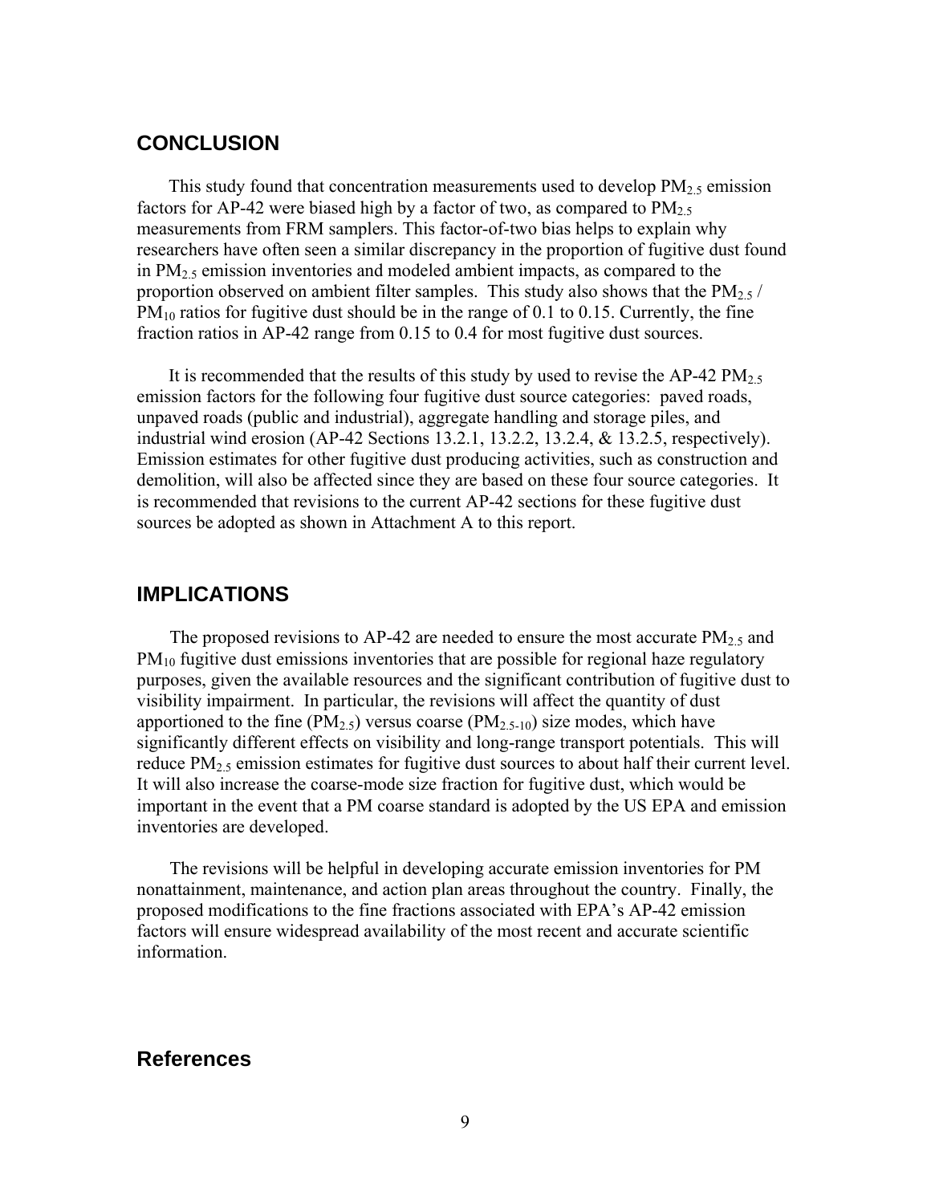## CONCLUSION

This study found that concentration measurements used to develop $PM_{2.5}$ emission factors for AP-42 were biased high by a factor of two, as compared to $PM_{2.5}$ measurements from FRM samplers. This factor-of-two bias helps to explain why researchers have often seen a similar discrepancy in the proportion of fugitive dust found in $PM_{2.5}$ emission inventories and modeled ambient impacts, as compared to the proportion observed on ambient filter samples. This study also shows that the $PM_{2.5}$ / $PM_{10}$ ratios for fugitive dust should be in the range of 0.1 to 0.15. Currently, the fine fraction ratios in AP-42 range from 0.15 to 0.4 for most fugitive dust sources.

It is recommended that the results of this study by used to revise the AP-42 $PM_{2.5}$ emission factors for the following four fugitive dust source categories: paved roads, unpaved roads (public and industrial), aggregate handling and storage piles, and industrial wind erosion (AP-42 Sections 13.2.1, 13.2.2, 13.2.4, & 13.2.5, respectively). Emission estimates for other fugitive dust producing activities, such as construction and demolition, will also be affected since they are based on these four source categories. It is recommended that revisions to the current AP-42 sections for these fugitive dust sources be adopted as shown in Attachment A to this report.

## IMPLICATIONS

The proposed revisions to AP-42 are needed to ensure the most accurate $PM_{2.5}$ and $PM_{10}$ fugitive dust emissions inventories that are possible for regional haze regulatory purposes, given the available resources and the significant contribution of fugitive dust to visibility impairment. In particular, the revisions will affect the quantity of dust apportioned to the fine ($PM_{2.5}$) versus coarse ($PM_{2.5\text{-}10}$) size modes, which have significantly different effects on visibility and long-range transport potentials. This will reduce $PM_{2.5}$ emission estimates for fugitive dust sources to about half their current level. It will also increase the coarse-mode size fraction for fugitive dust, which would be important in the event that a PM coarse standard is adopted by the US EPA and emission inventories are developed.

The revisions will be helpful in developing accurate emission inventories for PM nonattainment, maintenance, and action plan areas throughout the country. Finally, the proposed modifications to the fine fractions associated with EPA's AP-42 emission factors will ensure widespread availability of the most recent and accurate scientific information.

## References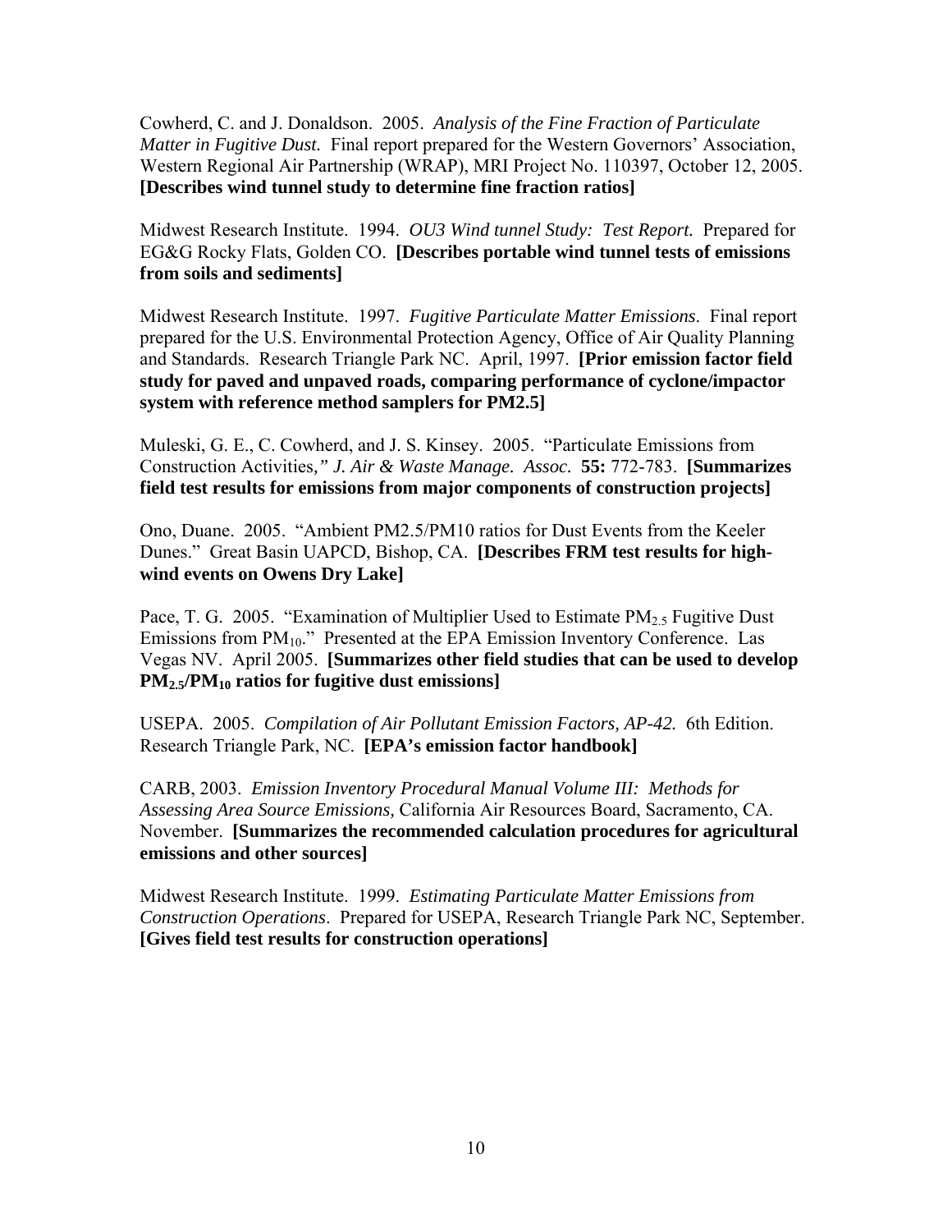Cowherd, C. and J. Donaldson. 2005. *Analysis of the Fine Fraction of Particulate Matter in Fugitive Dust.* Final report prepared for the Western Governors' Association, Western Regional Air Partnership (WRAP), MRI Project No. 110397, October 12, 2005. **[Describes wind tunnel study to determine fine fraction ratios]**

Midwest Research Institute. 1994. *OU3 Wind tunnel Study: Test Report.* Prepared for EG&G Rocky Flats, Golden CO. **[Describes portable wind tunnel tests of emissions from soils and sediments]**

Midwest Research Institute. 1997. *Fugitive Particulate Matter Emissions*. Final report prepared for the U.S. Environmental Protection Agency, Office of Air Quality Planning and Standards. Research Triangle Park NC. April, 1997. **[Prior emission factor field study for paved and unpaved roads, comparing performance of cyclone/impactor system with reference method samplers for PM2.5]**

Muleski, G. E., C. Cowherd, and J. S. Kinsey. 2005. "Particulate Emissions from Construction Activities*," J. Air & Waste Manage. Assoc.* **55:** 772-783. **[Summarizes field test results for emissions from major components of construction projects]**

Ono, Duane. 2005. "Ambient PM2.5/PM10 ratios for Dust Events from the Keeler Dunes." Great Basin UAPCD, Bishop, CA. **[Describes FRM test results for high-wind events on Owens Dry Lake]**

Pace, T. G. 2005. "Examination of Multiplier Used to Estimate $PM_{2.5}$ Fugitive Dust Emissions from $PM_{10}$." Presented at the EPA Emission Inventory Conference. Las Vegas NV. April 2005. **[Summarizes other field studies that can be used to develop $PM_{2.5}/PM_{10}$ ratios for fugitive dust emissions]**

USEPA. 2005. *Compilation of Air Pollutant Emission Factors, AP-42.* 6th Edition. Research Triangle Park, NC. **[EPA's emission factor handbook]**

CARB, 2003. *Emission Inventory Procedural Manual Volume III: Methods for Assessing Area Source Emissions,* California Air Resources Board, Sacramento, CA. November. **[Summarizes the recommended calculation procedures for agricultural emissions and other sources]**

Midwest Research Institute. 1999. *Estimating Particulate Matter Emissions from Construction Operations*. Prepared for USEPA, Research Triangle Park NC, September. **[Gives field test results for construction operations]**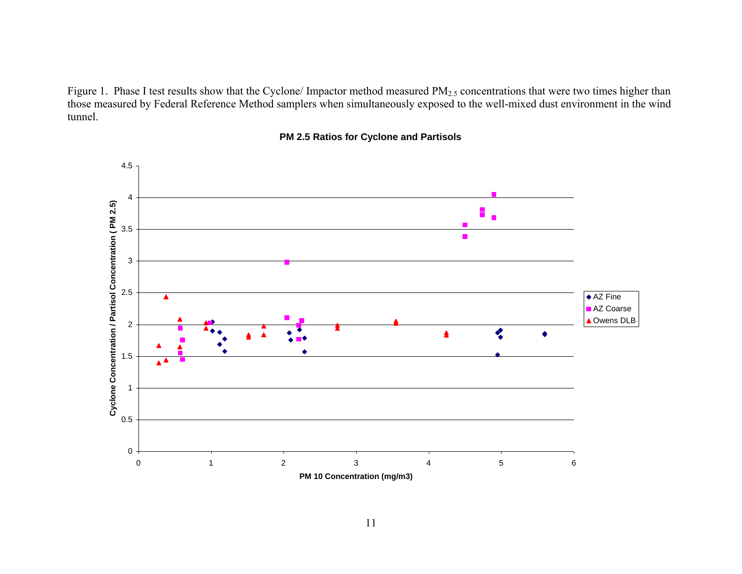Figure 1. Phase I test results show that the Cyclone/ Impactor method measured $PM_{2.5}$ concentrations that were two times higher than those measured by Federal Reference Method samplers when simultaneously exposed to the well-mixed dust environment in the wind tunnel.

**PM 2.5 Ratios for Cyclone and Partisols**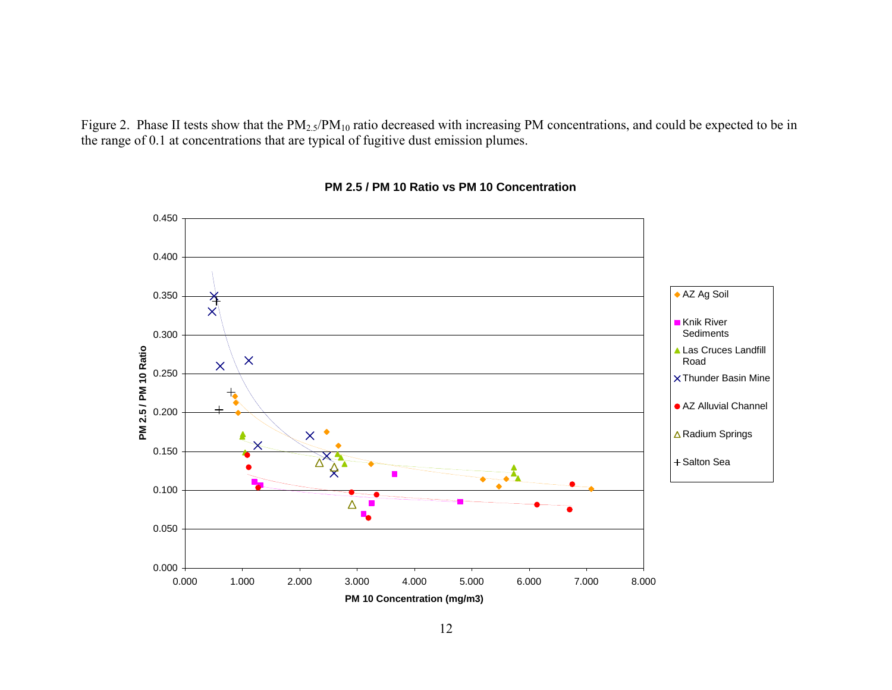Figure 2. Phase II tests show that the $PM_{2.5}/PM_{10}$ ratio decreased with increasing PM concentrations, and could be expected to be in the range of 0.1 at concentrations that are typical of fugitive dust emission plumes.

**PM 2.5 / PM 10 Ratio vs PM 10 Concentration**

PM 2.5 / PM 10 Ratio

0.450
0.400
0.350
0.300
0.250
0.200
0.150
0.100
0.050
0.000

0.000 1.000 2.000 3.000 4.000 5.000 6.000 7.000 8.000

PM 10 Concentration (mg/m3)

AZ Ag Soil
Knik River Sediments
Las Cruces Landfill Road
Thunder Basin Mine
AZ Alluvial Channel
Radium Springs
Salton Sea